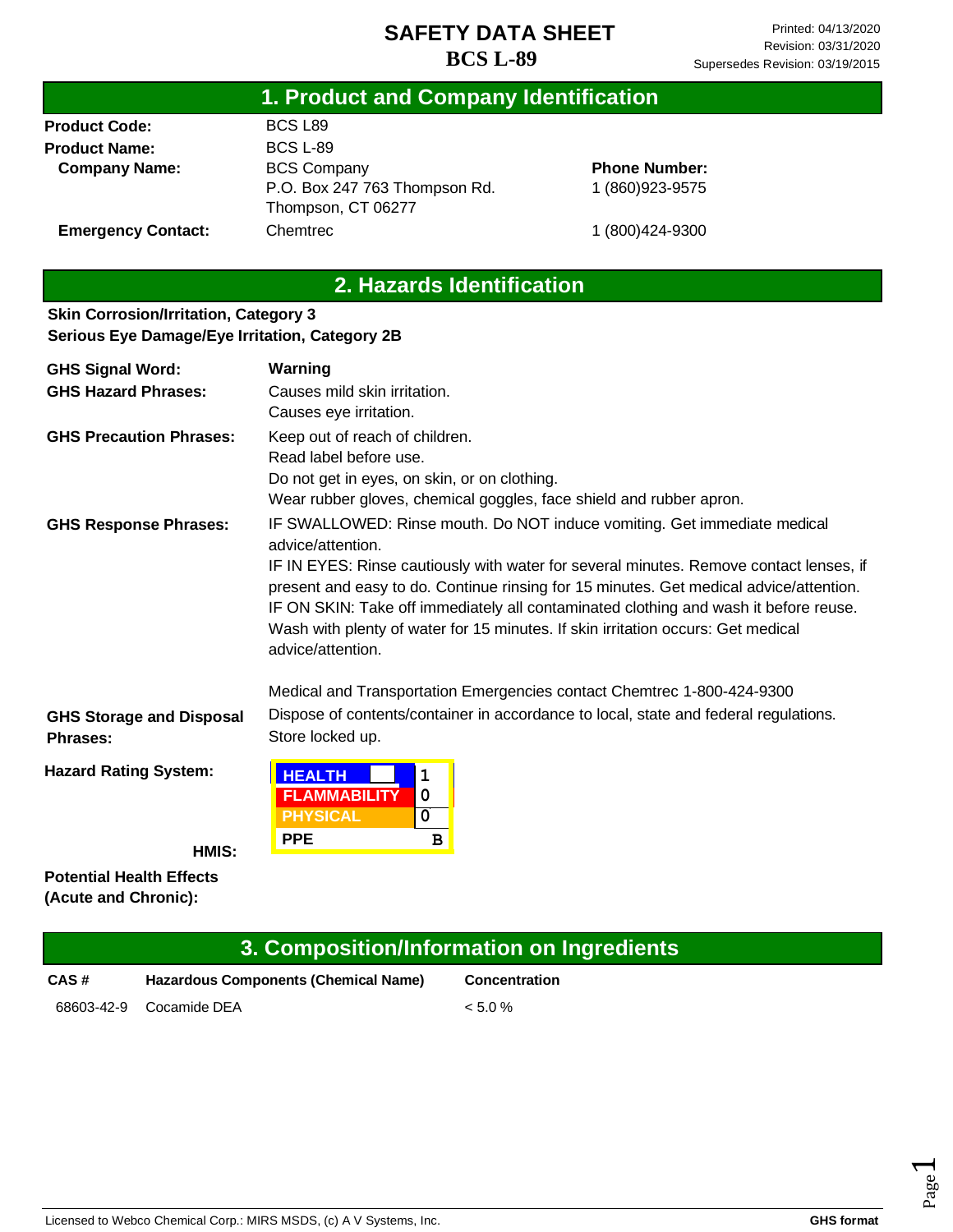# SAFETY DATA SHEET

## BCS L-89

Printed: 04/13/2020
Revision: 03/31/2020
Supersedes Revision: 03/19/2015

## 1. Product and Company Identification

| | | |
|---|---|---|
| **Product Code:** | BCS L89 | |
| **Product Name:** | BCS L-89 | |
| **Company Name:** | BCS Company<br>P.O. Box 247 763 Thompson Rd.<br>Thompson, CT 06277 | **Phone Number:**<br>1 (860)923-9575 |
| **Emergency Contact:** | Chemtrec | 1 (800)424-9300 |

## 2. Hazards Identification

**Skin Corrosion/Irritation, Category 3**
**Serious Eye Damage/Eye Irritation, Category 2B**

**GHS Signal Word:** **Warning**

**GHS Hazard Phrases:**
Causes mild skin irritation.
Causes eye irritation.

**GHS Precaution Phrases:**
Keep out of reach of children.
Read label before use.
Do not get in eyes, on skin, or on clothing.
Wear rubber gloves, chemical goggles, face shield and rubber apron.

**GHS Response Phrases:**
IF SWALLOWED: Rinse mouth. Do NOT induce vomiting. Get immediate medical advice/attention.
IF IN EYES: Rinse cautiously with water for several minutes. Remove contact lenses, if present and easy to do. Continue rinsing for 15 minutes. Get medical advice/attention.
IF ON SKIN: Take off immediately all contaminated clothing and wash it before reuse. Wash with plenty of water for 15 minutes. If skin irritation occurs: Get medical advice/attention.

Medical and Transportation Emergencies contact Chemtrec 1-800-424-9300

**GHS Storage and Disposal Phrases:**
Dispose of contents/container in accordance to local, state and federal regulations.
Store locked up.

**Hazard Rating System:**

**HMIS:**

| | |
|---|---|
| HEALTH | 1 |
| FLAMMABILITY | 0 |
| PHYSICAL | 0 |
| PPE | B |

**Potential Health Effects (Acute and Chronic):**

## 3. Composition/Information on Ingredients

| CAS # | Hazardous Components (Chemical Name) | Concentration |
|---|---|---|
| 68603-42-9 | Cocamide DEA | < 5.0 % |

Licensed to Webco Chemical Corp.: MIRS MSDS, (c) A V Systems, Inc. **GHS format**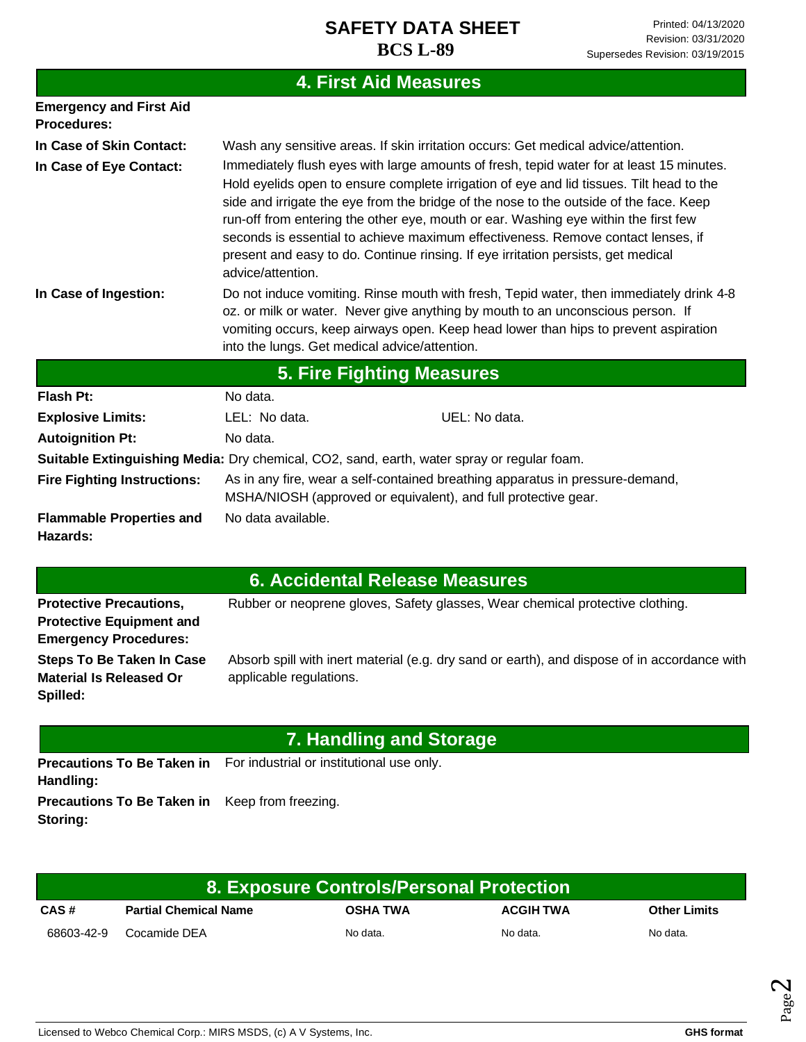## 4. First Aid Measures

**Emergency and First Aid Procedures:**

| | |
|---|---|
| **In Case of Skin Contact:** | Wash any sensitive areas. If skin irritation occurs: Get medical advice/attention. |
| **In Case of Eye Contact:** | Immediately flush eyes with large amounts of fresh, tepid water for at least 15 minutes. Hold eyelids open to ensure complete irrigation of eye and lid tissues. Tilt head to the side and irrigate the eye from the bridge of the nose to the outside of the face. Keep run-off from entering the other eye, mouth or ear. Washing eye within the first few seconds is essential to achieve maximum effectiveness. Remove contact lenses, if present and easy to do. Continue rinsing. If eye irritation persists, get medical advice/attention. |
| **In Case of Ingestion:** | Do not induce vomiting. Rinse mouth with fresh, Tepid water, then immediately drink 4-8 oz. or milk or water. Never give anything by mouth to an unconscious person. If vomiting occurs, keep airways open. Keep head lower than hips to prevent aspiration into the lungs. Get medical advice/attention. |

## 5. Fire Fighting Measures

**Flash Pt:** No data.

**Explosive Limits:** LEL: No data. UEL: No data.

**Autoignition Pt:** No data.

**Suitable Extinguishing Media:** Dry chemical, $CO_2$, sand, earth, water spray or regular foam.

**Fire Fighting Instructions:** As in any fire, wear a self-contained breathing apparatus in pressure-demand, MSHA/NIOSH (approved or equivalent), and full protective gear.

**Flammable Properties and Hazards:** No data available.

## 6. Accidental Release Measures

**Protective Precautions, Protective Equipment and Emergency Procedures:** Rubber or neoprene gloves, Safety glasses, Wear chemical protective clothing.

**Steps To Be Taken In Case Material Is Released Or Spilled:** Absorb spill with inert material (e.g. dry sand or earth), and dispose of in accordance with applicable regulations.

## 7. Handling and Storage

**Precautions To Be Taken in Handling:** For industrial or institutional use only.

**Precautions To Be Taken in Storing:** Keep from freezing.

## 8. Exposure Controls/Personal Protection

| CAS # | Partial Chemical Name | OSHA TWA | ACGIH TWA | Other Limits |
|---|---|---|---|---|
| 68603-42-9 | Cocamide DEA | No data. | No data. | No data. |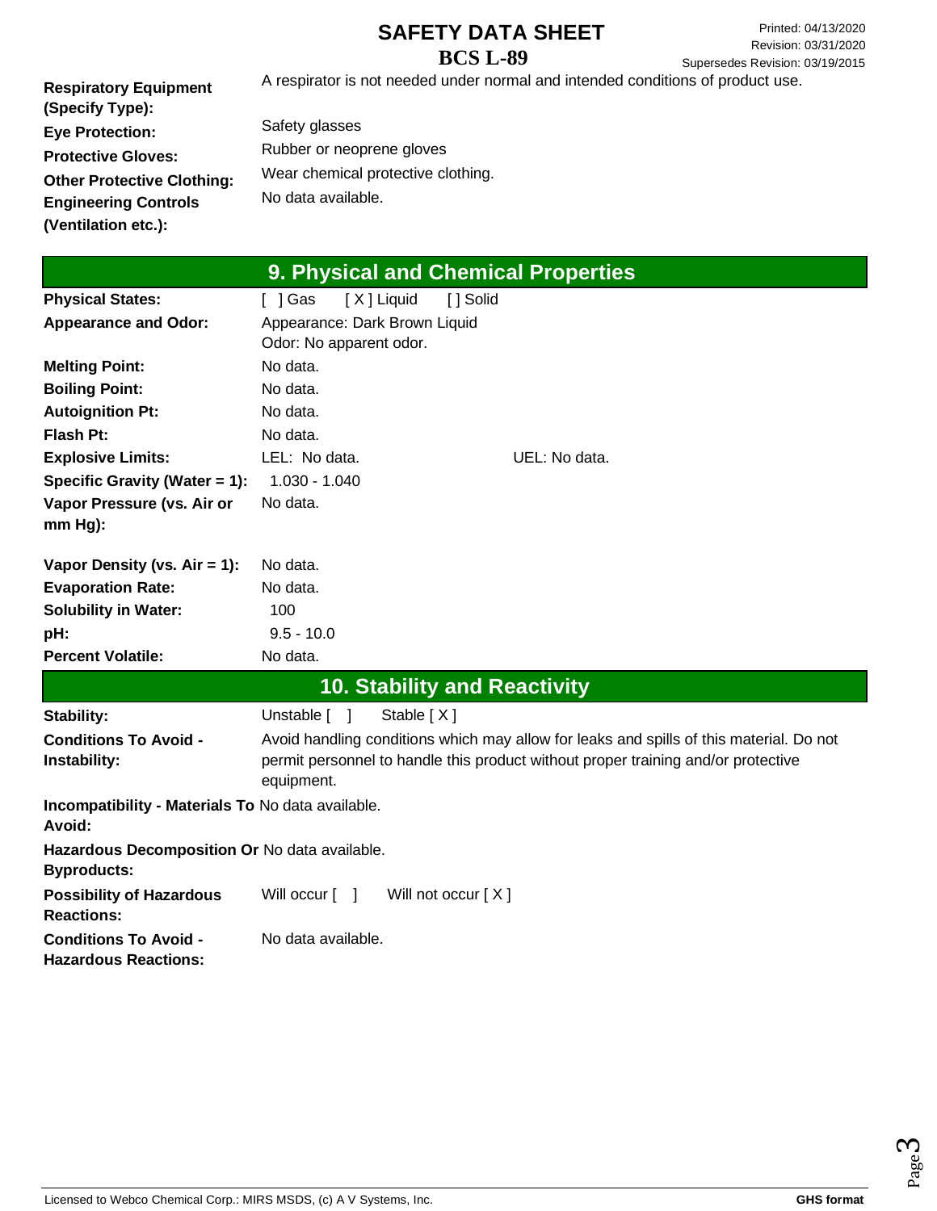**Respiratory Equipment (Specify Type):** A respirator is not needed under normal and intended conditions of product use.

**Eye Protection:** Safety glasses

**Protective Gloves:** Rubber or neoprene gloves

**Other Protective Clothing:** Wear chemical protective clothing.

**Engineering Controls (Ventilation etc.):** No data available.

## 9. Physical and Chemical Properties

| | |
|---|---|
| **Physical States:** | [ ] Gas [ X ] Liquid [ ] Solid |
| **Appearance and Odor:** | Appearance: Dark Brown Liquid<br>Odor: No apparent odor. |
| **Melting Point:** | No data. |
| **Boiling Point:** | No data. |
| **Autoignition Pt:** | No data. |
| **Flash Pt:** | No data. |
| **Explosive Limits:** | LEL: No data. UEL: No data. |
| **Specific Gravity (Water = 1):** | 1.030 - 1.040 |
| **Vapor Pressure (vs. Air or mm Hg):** | No data. |
| **Vapor Density (vs. Air = 1):** | No data. |
| **Evaporation Rate:** | No data. |
| **Solubility in Water:** | 100 |
| **pH:** | 9.5 - 10.0 |
| **Percent Volatile:** | No data. |

## 10. Stability and Reactivity

| | |
|---|---|
| **Stability:** | Unstable [ ] Stable [ X ] |
| **Conditions To Avoid - Instability:** | Avoid handling conditions which may allow for leaks and spills of this material. Do not permit personnel to handle this product without proper training and/or protective equipment. |
| **Incompatibility - Materials To Avoid:** | No data available. |
| **Hazardous Decomposition Or Byproducts:** | No data available. |
| **Possibility of Hazardous Reactions:** | Will occur [ ] Will not occur [ X ] |
| **Conditions To Avoid - Hazardous Reactions:** | No data available. |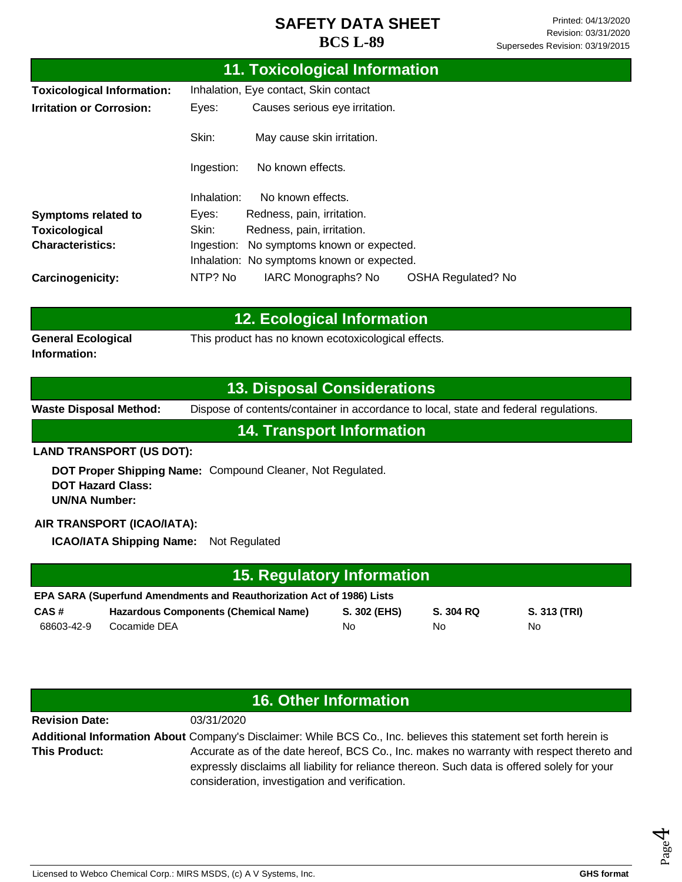## 11. Toxicological Information

**Toxicological Information:** Inhalation, Eye contact, Skin contact

**Irritation or Corrosion:**

Eyes: Causes serious eye irritation.

Skin: May cause skin irritation.

Ingestion: No known effects.

Inhalation: No known effects.

**Symptoms related to Toxicological Characteristics:**

Eyes: Redness, pain, irritation.
Skin: Redness, pain, irritation.
Ingestion: No symptoms known or expected.
Inhalation: No symptoms known or expected.

**Carcinogenicity:** NTP? No IARC Monographs? No OSHA Regulated? No

## 12. Ecological Information

**General Ecological Information:** This product has no known ecotoxicological effects.

## 13. Disposal Considerations

**Waste Disposal Method:** Dispose of contents/container in accordance to local, state and federal regulations.

## 14. Transport Information

**LAND TRANSPORT (US DOT):**

**DOT Proper Shipping Name:** Compound Cleaner, Not Regulated.
**DOT Hazard Class:**
**UN/NA Number:**

**AIR TRANSPORT (ICAO/IATA):**

**ICAO/IATA Shipping Name:** Not Regulated

## 15. Regulatory Information

**EPA SARA (Superfund Amendments and Reauthorization Act of 1986) Lists**

| CAS # | Hazardous Components (Chemical Name) | S. 302 (EHS) | S. 304 RQ | S. 313 (TRI) |
|---|---|---|---|---|
| 68603-42-9 | Cocamide DEA | No | No | No |

## 16. Other Information

**Revision Date:** 03/31/2020

**Additional Information About This Product:** Company's Disclaimer: While BCS Co., Inc. believes this statement set forth herein is Accurate as of the date hereof, BCS Co., Inc. makes no warranty with respect thereto and expressly disclaims all liability for reliance thereon. Such data is offered solely for your consideration, investigation and verification.